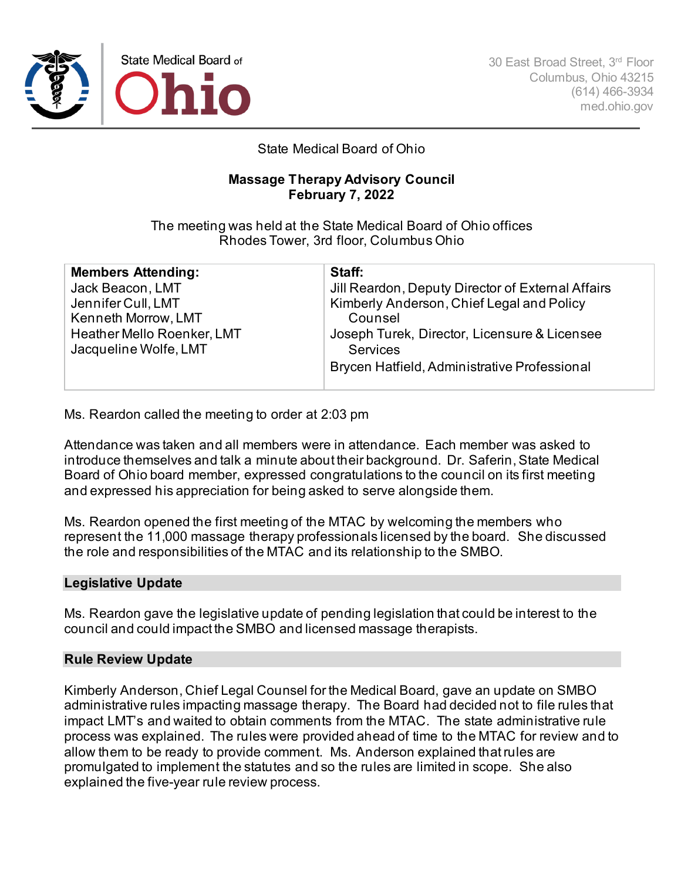State Medical Board of Ohio

30 East Broad Street, 3rd Floor
Columbus, Ohio 43215
(614) 466-3934
med.ohio.gov

State Medical Board of Ohio

**Massage Therapy Advisory Council**
**February 7, 2022**

The meeting was held at the State Medical Board of Ohio offices
Rhodes Tower, 3rd floor, Columbus Ohio

| **Members Attending:** | **Staff:** |
|---|---|
| Jack Beacon, LMT<br>Jennifer Cull, LMT<br>Kenneth Morrow, LMT<br>Heather Mello Roenker, LMT<br>Jacqueline Wolfe, LMT | Jill Reardon, Deputy Director of External Affairs<br>Kimberly Anderson, Chief Legal and Policy Counsel<br>Joseph Turek, Director, Licensure & Licensee Services<br>Brycen Hatfield, Administrative Professional |

Ms. Reardon called the meeting to order at 2:03 pm

Attendance was taken and all members were in attendance. Each member was asked to introduce themselves and talk a minute about their background. Dr. Saferin, State Medical Board of Ohio board member, expressed congratulations to the council on its first meeting and expressed his appreciation for being asked to serve alongside them.

Ms. Reardon opened the first meeting of the MTAC by welcoming the members who represent the 11,000 massage therapy professionals licensed by the board. She discussed the role and responsibilities of the MTAC and its relationship to the SMBO.

## Legislative Update

Ms. Reardon gave the legislative update of pending legislation that could be interest to the council and could impact the SMBO and licensed massage therapists.

## Rule Review Update

Kimberly Anderson, Chief Legal Counsel for the Medical Board, gave an update on SMBO administrative rules impacting massage therapy. The Board had decided not to file rules that impact LMT's and waited to obtain comments from the MTAC. The state administrative rule process was explained. The rules were provided ahead of time to the MTAC for review and to allow them to be ready to provide comment. Ms. Anderson explained that rules are promulgated to implement the statutes and so the rules are limited in scope. She also explained the five-year rule review process.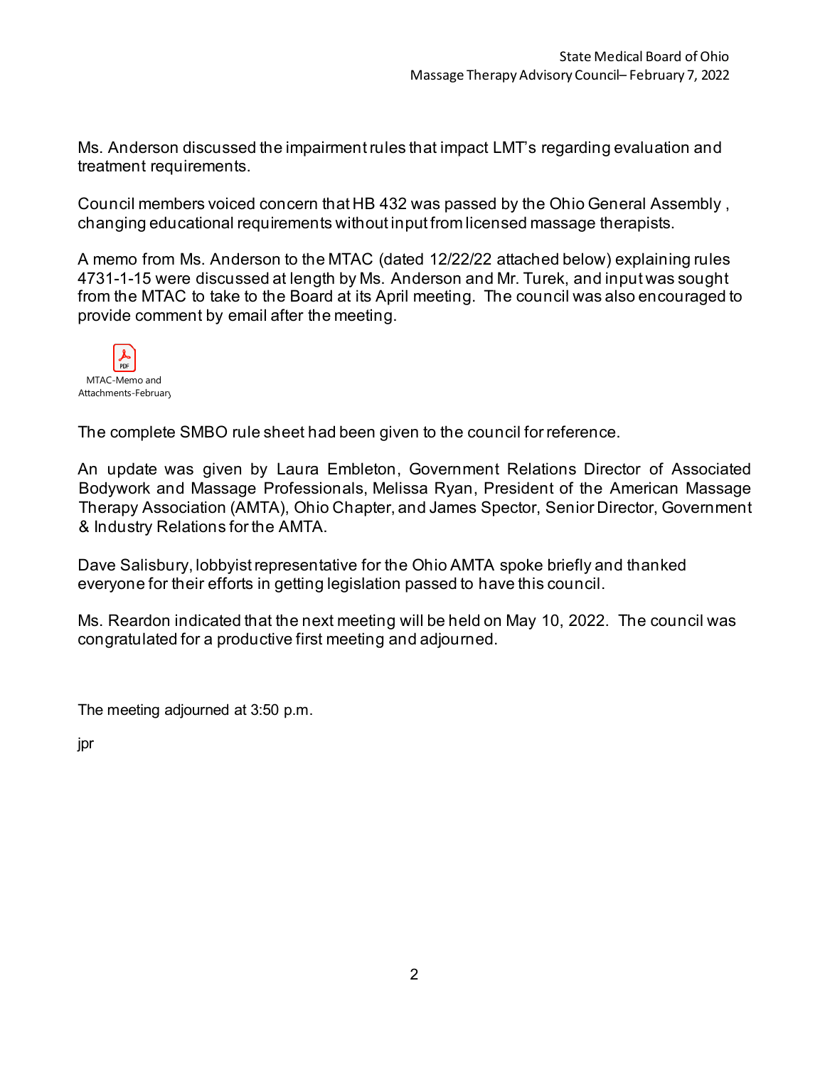Ms. Anderson discussed the impairment rules that impact LMT's regarding evaluation and treatment requirements.

Council members voiced concern that HB 432 was passed by the Ohio General Assembly , changing educational requirements without input from licensed massage therapists.

A memo from Ms. Anderson to the MTAC (dated 12/22/22 attached below) explaining rules 4731-1-15 were discussed at length by Ms. Anderson and Mr. Turek, and input was sought from the MTAC to take to the Board at its April meeting. The council was also encouraged to provide comment by email after the meeting.

MTAC-Memo and Attachments-February

The complete SMBO rule sheet had been given to the council for reference.

An update was given by Laura Embleton, Government Relations Director of Associated Bodywork and Massage Professionals, Melissa Ryan, President of the American Massage Therapy Association (AMTA), Ohio Chapter, and James Spector, Senior Director, Government & Industry Relations for the AMTA.

Dave Salisbury, lobbyist representative for the Ohio AMTA spoke briefly and thanked everyone for their efforts in getting legislation passed to have this council.

Ms. Reardon indicated that the next meeting will be held on May 10, 2022. The council was congratulated for a productive first meeting and adjourned.

The meeting adjourned at 3:50 p.m.

jpr